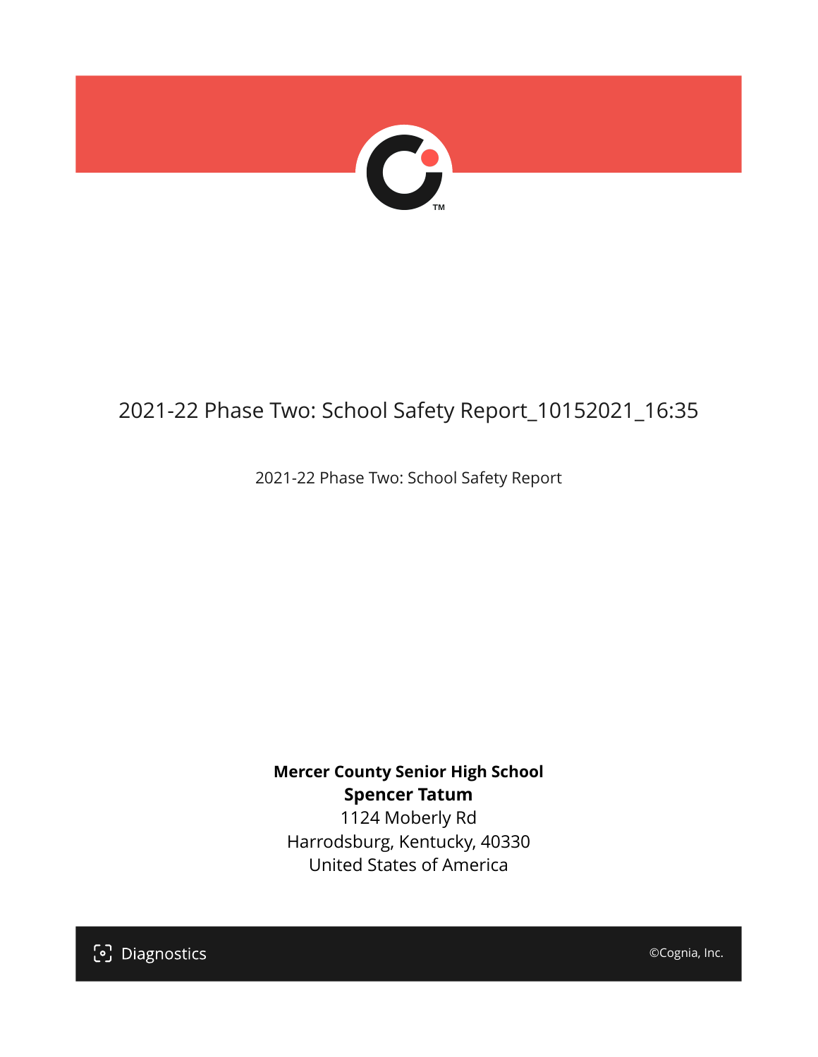# 2021-22 Phase Two: School Safety Report_10152021_16:35

2021-22 Phase Two: School Safety Report

**Mercer County Senior High School**
**Spencer Tatum**
1124 Moberly Rd
Harrodsburg, Kentucky, 40330
United States of America

Diagnostics

©Cognia, Inc.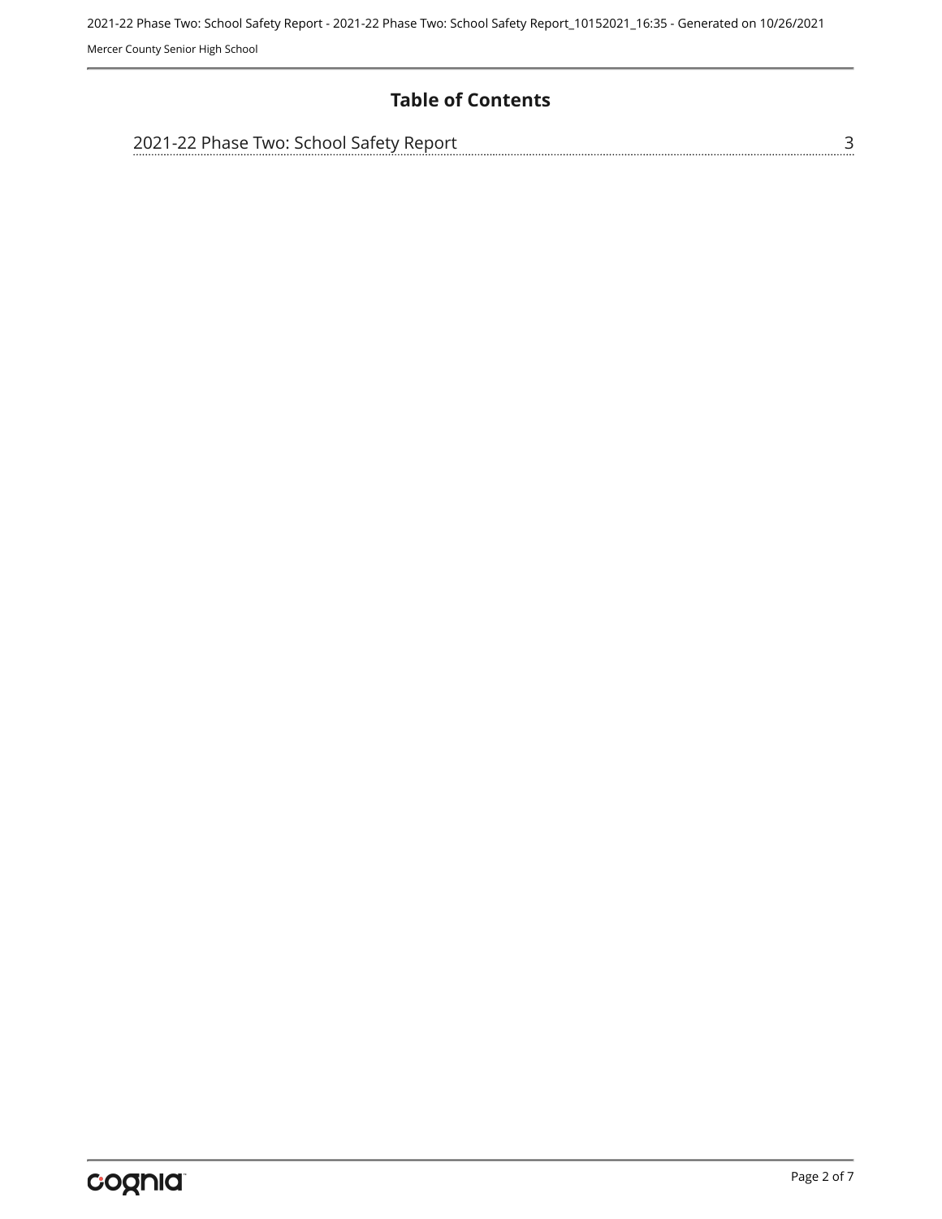# Table of Contents

2021-22 Phase Two: School Safety Report ........ 3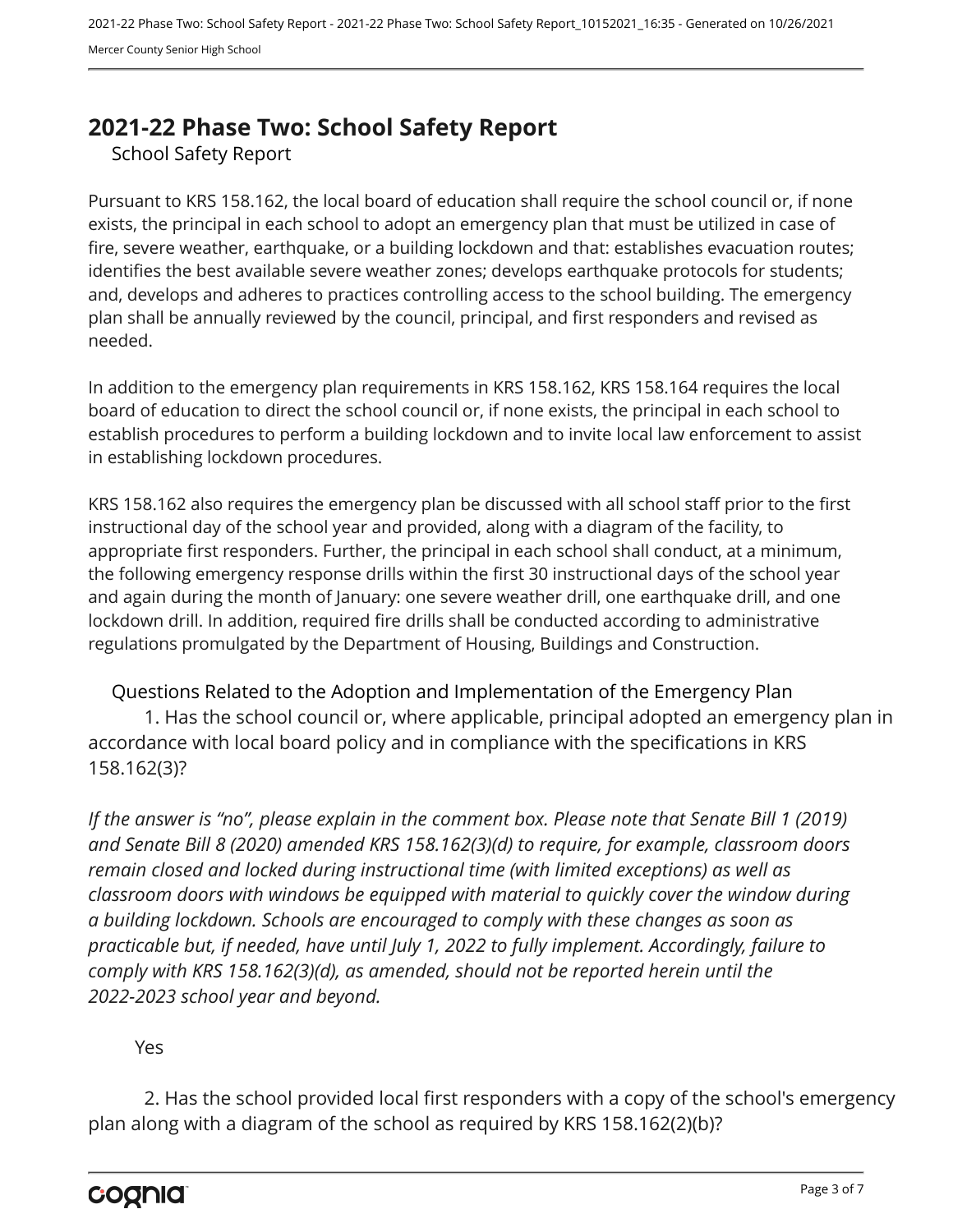# 2021-22 Phase Two: School Safety Report

School Safety Report

Pursuant to KRS 158.162, the local board of education shall require the school council or, if none exists, the principal in each school to adopt an emergency plan that must be utilized in case of fire, severe weather, earthquake, or a building lockdown and that: establishes evacuation routes; identifies the best available severe weather zones; develops earthquake protocols for students; and, develops and adheres to practices controlling access to the school building. The emergency plan shall be annually reviewed by the council, principal, and first responders and revised as needed.

In addition to the emergency plan requirements in KRS 158.162, KRS 158.164 requires the local board of education to direct the school council or, if none exists, the principal in each school to establish procedures to perform a building lockdown and to invite local law enforcement to assist in establishing lockdown procedures.

KRS 158.162 also requires the emergency plan be discussed with all school staff prior to the first instructional day of the school year and provided, along with a diagram of the facility, to appropriate first responders. Further, the principal in each school shall conduct, at a minimum, the following emergency response drills within the first 30 instructional days of the school year and again during the month of January: one severe weather drill, one earthquake drill, and one lockdown drill. In addition, required fire drills shall be conducted according to administrative regulations promulgated by the Department of Housing, Buildings and Construction.

Questions Related to the Adoption and Implementation of the Emergency Plan

1. Has the school council or, where applicable, principal adopted an emergency plan in accordance with local board policy and in compliance with the specifications in KRS 158.162(3)?

*If the answer is "no", please explain in the comment box. Please note that Senate Bill 1 (2019) and Senate Bill 8 (2020) amended KRS 158.162(3)(d) to require, for example, classroom doors remain closed and locked during instructional time (with limited exceptions) as well as classroom doors with windows be equipped with material to quickly cover the window during a building lockdown. Schools are encouraged to comply with these changes as soon as practicable but, if needed, have until July 1, 2022 to fully implement. Accordingly, failure to comply with KRS 158.162(3)(d), as amended, should not be reported herein until the 2022-2023 school year and beyond.*

Yes

2. Has the school provided local first responders with a copy of the school's emergency plan along with a diagram of the school as required by KRS 158.162(2)(b)?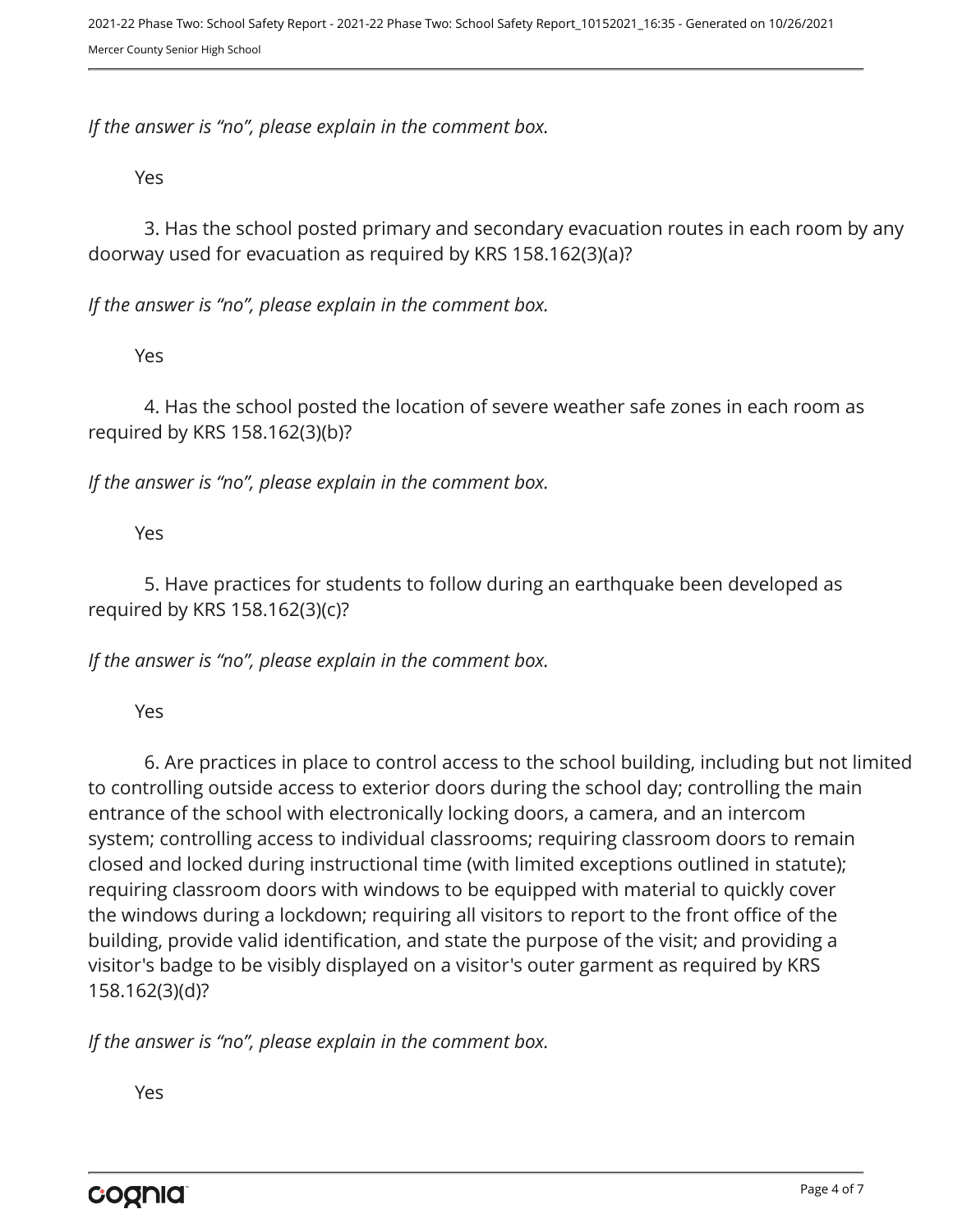*If the answer is “no”, please explain in the comment box.*

Yes

3. Has the school posted primary and secondary evacuation routes in each room by any doorway used for evacuation as required by KRS 158.162(3)(a)?

*If the answer is “no”, please explain in the comment box.*

Yes

4. Has the school posted the location of severe weather safe zones in each room as required by KRS 158.162(3)(b)?

*If the answer is “no”, please explain in the comment box.*

Yes

5. Have practices for students to follow during an earthquake been developed as required by KRS 158.162(3)(c)?

*If the answer is “no”, please explain in the comment box.*

Yes

6. Are practices in place to control access to the school building, including but not limited to controlling outside access to exterior doors during the school day; controlling the main entrance of the school with electronically locking doors, a camera, and an intercom system; controlling access to individual classrooms; requiring classroom doors to remain closed and locked during instructional time (with limited exceptions outlined in statute); requiring classroom doors with windows to be equipped with material to quickly cover the windows during a lockdown; requiring all visitors to report to the front office of the building, provide valid identification, and state the purpose of the visit; and providing a visitor's badge to be visibly displayed on a visitor's outer garment as required by KRS 158.162(3)(d)?

*If the answer is “no”, please explain in the comment box.*

Yes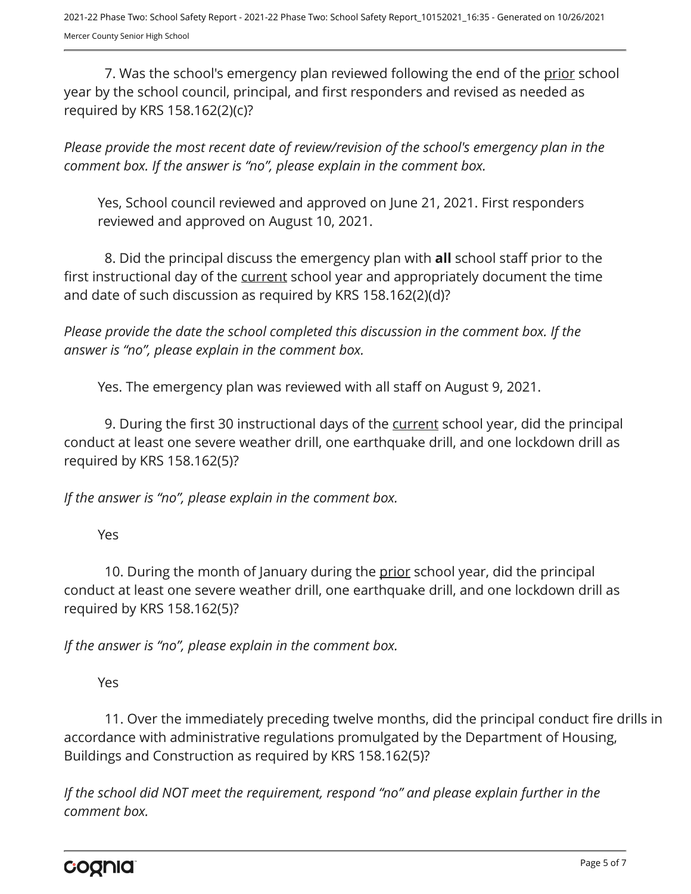7. Was the school's emergency plan reviewed following the end of the prior school year by the school council, principal, and first responders and revised as needed as required by KRS 158.162(2)(c)?

*Please provide the most recent date of review/revision of the school's emergency plan in the comment box. If the answer is "no", please explain in the comment box.*

Yes, School council reviewed and approved on June 21, 2021. First responders reviewed and approved on August 10, 2021.

8. Did the principal discuss the emergency plan with **all** school staff prior to the first instructional day of the current school year and appropriately document the time and date of such discussion as required by KRS 158.162(2)(d)?

*Please provide the date the school completed this discussion in the comment box. If the answer is "no", please explain in the comment box.*

Yes. The emergency plan was reviewed with all staff on August 9, 2021.

9. During the first 30 instructional days of the current school year, did the principal conduct at least one severe weather drill, one earthquake drill, and one lockdown drill as required by KRS 158.162(5)?

*If the answer is "no", please explain in the comment box.*

Yes

10. During the month of January during the prior school year, did the principal conduct at least one severe weather drill, one earthquake drill, and one lockdown drill as required by KRS 158.162(5)?

*If the answer is "no", please explain in the comment box.*

Yes

11. Over the immediately preceding twelve months, did the principal conduct fire drills in accordance with administrative regulations promulgated by the Department of Housing, Buildings and Construction as required by KRS 158.162(5)?

*If the school did NOT meet the requirement, respond "no" and please explain further in the comment box.*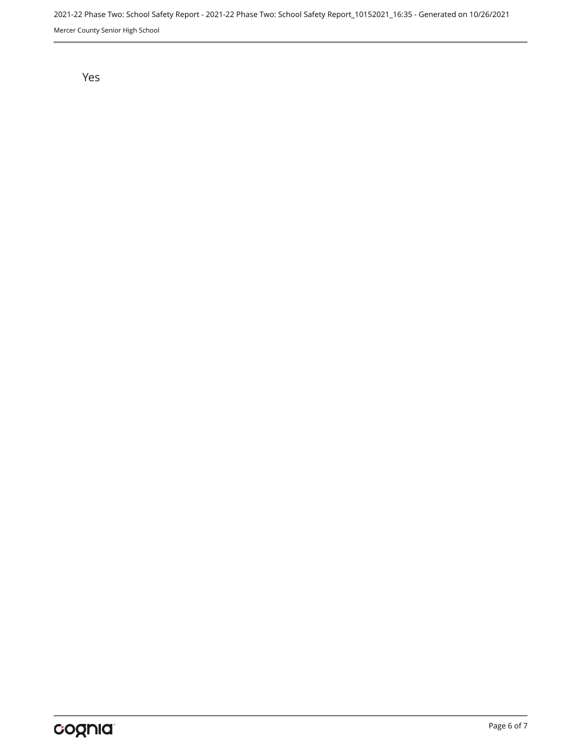Yes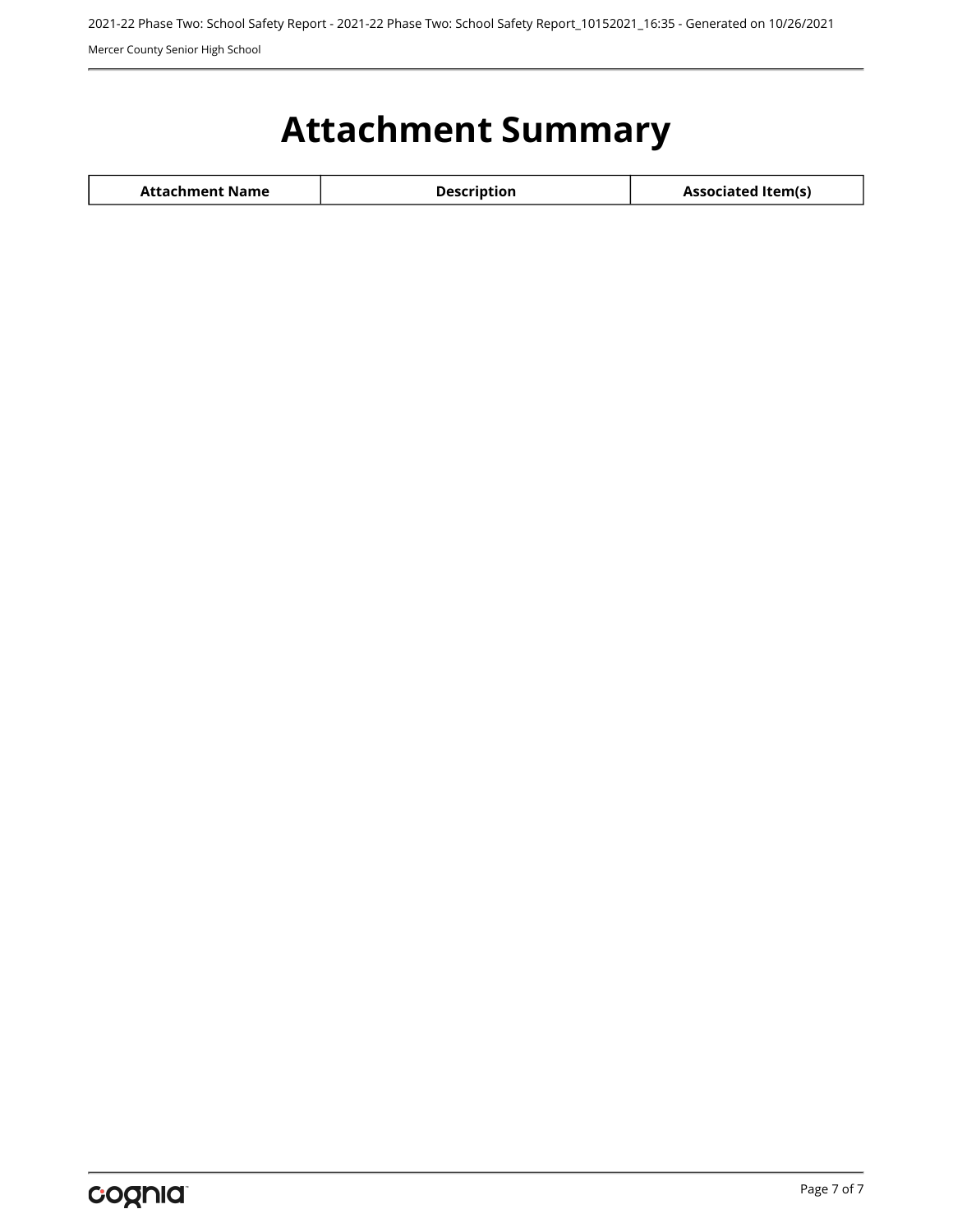# Attachment Summary

| Attachment Name | Description | Associated Item(s) |
| --- | --- | --- |